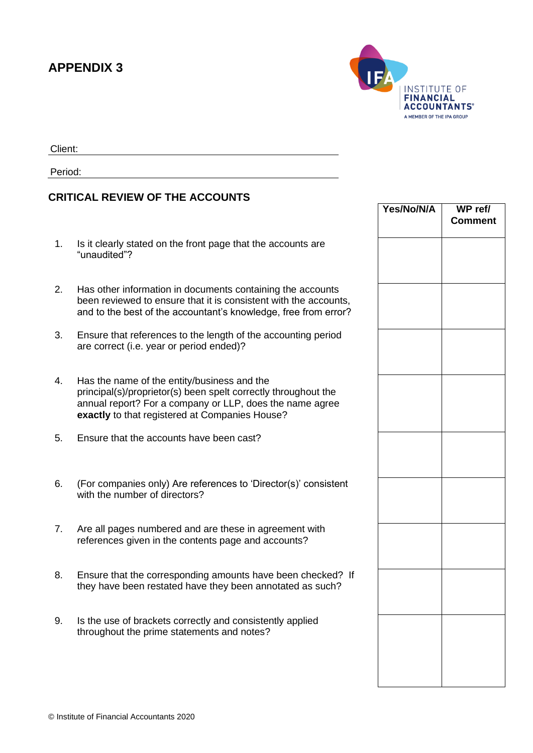# APPENDIX 3

INSTITUTE OF FINANCIAL ACCOUNTANTS
A MEMBER OF THE IPA GROUP

Client:

Period:

## CRITICAL REVIEW OF THE ACCOUNTS

| | Question | Yes/No/N/A | WP ref/ Comment |
|---|---|---|---|
| 1. | Is it clearly stated on the front page that the accounts are "unaudited"? | | |
| 2. | Has other information in documents containing the accounts been reviewed to ensure that it is consistent with the accounts, and to the best of the accountant's knowledge, free from error? | | |
| 3. | Ensure that references to the length of the accounting period are correct (i.e. year or period ended)? | | |
| 4. | Has the name of the entity/business and the principal(s)/proprietor(s) been spelt correctly throughout the annual report? For a company or LLP, does the name agree **exactly** to that registered at Companies House? | | |
| 5. | Ensure that the accounts have been cast? | | |
| 6. | (For companies only) Are references to 'Director(s)' consistent with the number of directors? | | |
| 7. | Are all pages numbered and are these in agreement with references given in the contents page and accounts? | | |
| 8. | Ensure that the corresponding amounts have been checked? If they have been restated have they been annotated as such? | | |
| 9. | Is the use of brackets correctly and consistently applied throughout the prime statements and notes? | | |

© Institute of Financial Accountants 2020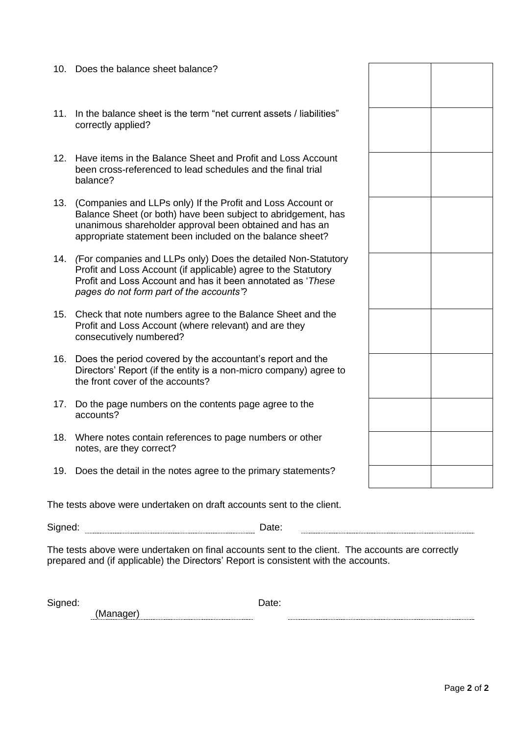| | | |
|---|---|---|
| 10. Does the balance sheet balance? | | |
| 11. In the balance sheet is the term "net current assets / liabilities" correctly applied? | | |
| 12. Have items in the Balance Sheet and Profit and Loss Account been cross-referenced to lead schedules and the final trial balance? | | |
| 13. (Companies and LLPs only) If the Profit and Loss Account or Balance Sheet (or both) have been subject to abridgement, has unanimous shareholder approval been obtained and has an appropriate statement been included on the balance sheet? | | |
| 14. (For companies and LLPs only) Does the detailed Non-Statutory Profit and Loss Account (if applicable) agree to the Statutory Profit and Loss Account and has it been annotated as '*These pages do not form part of the accounts'*? | | |
| 15. Check that note numbers agree to the Balance Sheet and the Profit and Loss Account (where relevant) and are they consecutively numbered? | | |
| 16. Does the period covered by the accountant's report and the Directors' Report (if the entity is a non-micro company) agree to the front cover of the accounts? | | |
| 17. Do the page numbers on the contents page agree to the accounts? | | |
| 18. Where notes contain references to page numbers or other notes, are they correct? | | |
| 19. Does the detail in the notes agree to the primary statements? | | |

The tests above were undertaken on draft accounts sent to the client.

Signed: ............................................ Date: ............................................

The tests above were undertaken on final accounts sent to the client. The accounts are correctly prepared and (if applicable) the Directors' Report is consistent with the accounts.

Signed: (Manager) ............................................ Date: ............................................